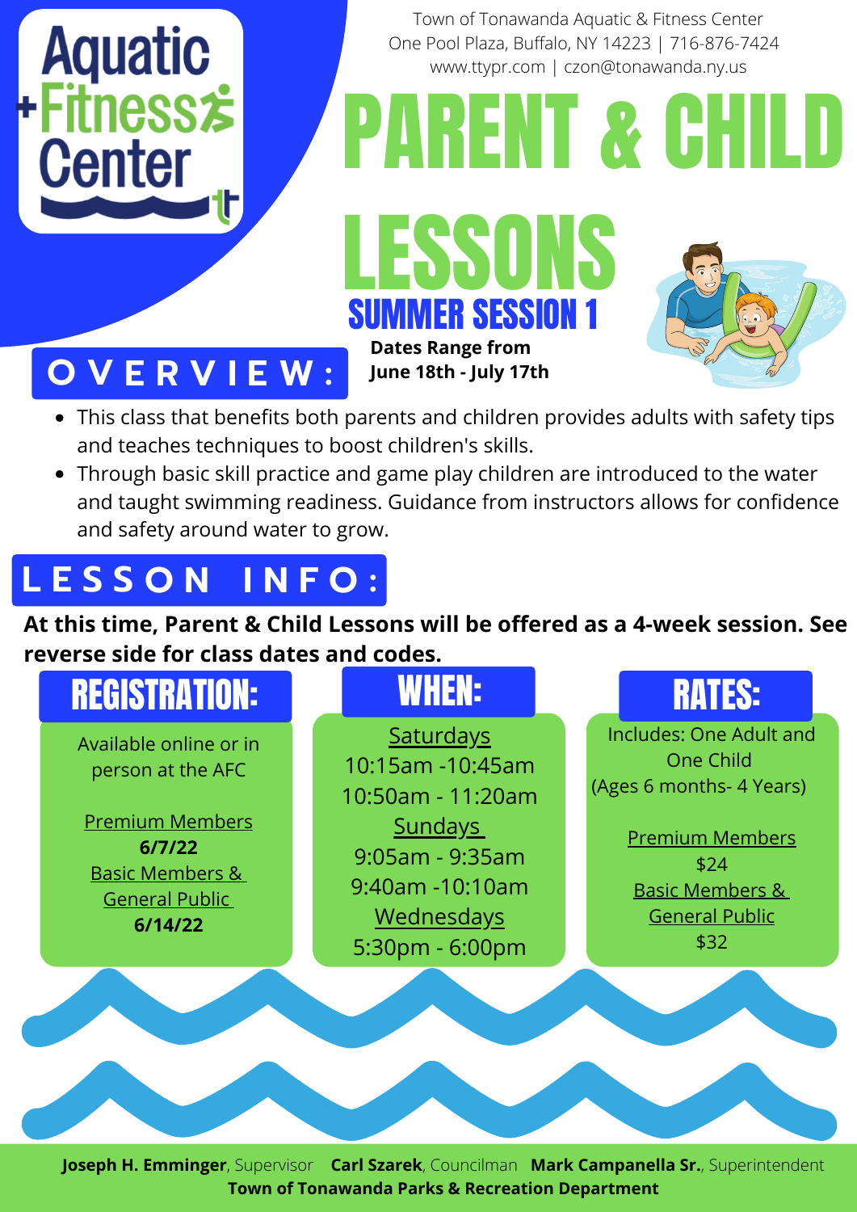Aquatic + Fitness Center

Town of Tonawanda Aquatic & Fitness Center
One Pool Plaza, Buffalo, NY 14223 | 716-876-7424
www.ttypr.com | czon@tonawanda.ny.us

# PARENT & CHILD LESSONS

## SUMMER SESSION 1

**Dates Range from June 18th - July 17th**

## OVERVIEW:

- This class that benefits both parents and children provides adults with safety tips and teaches techniques to boost children's skills.
- Through basic skill practice and game play children are introduced to the water and taught swimming readiness. Guidance from instructors allows for confidence and safety around water to grow.

## LESSON INFO:

**At this time, Parent & Child Lessons will be offered as a 4-week session. See reverse side for class dates and codes.**

### REGISTRATION:

Available online or in person at the AFC

Premium Members
**6/7/22**
Basic Members & General Public
**6/14/22**

### WHEN:

Saturdays
10:15am -10:45am
10:50am - 11:20am

Sundays
9:05am - 9:35am
9:40am -10:10am

Wednesdays
5:30pm - 6:00pm

### RATES:

Includes: One Adult and One Child
(Ages 6 months- 4 Years)

Premium Members
$24

Basic Members & General Public
$32

**Joseph H. Emminger**, Supervisor **Carl Szarek**, Councilman **Mark Campanella Sr.**, Superintendent
**Town of Tonawanda Parks & Recreation Department**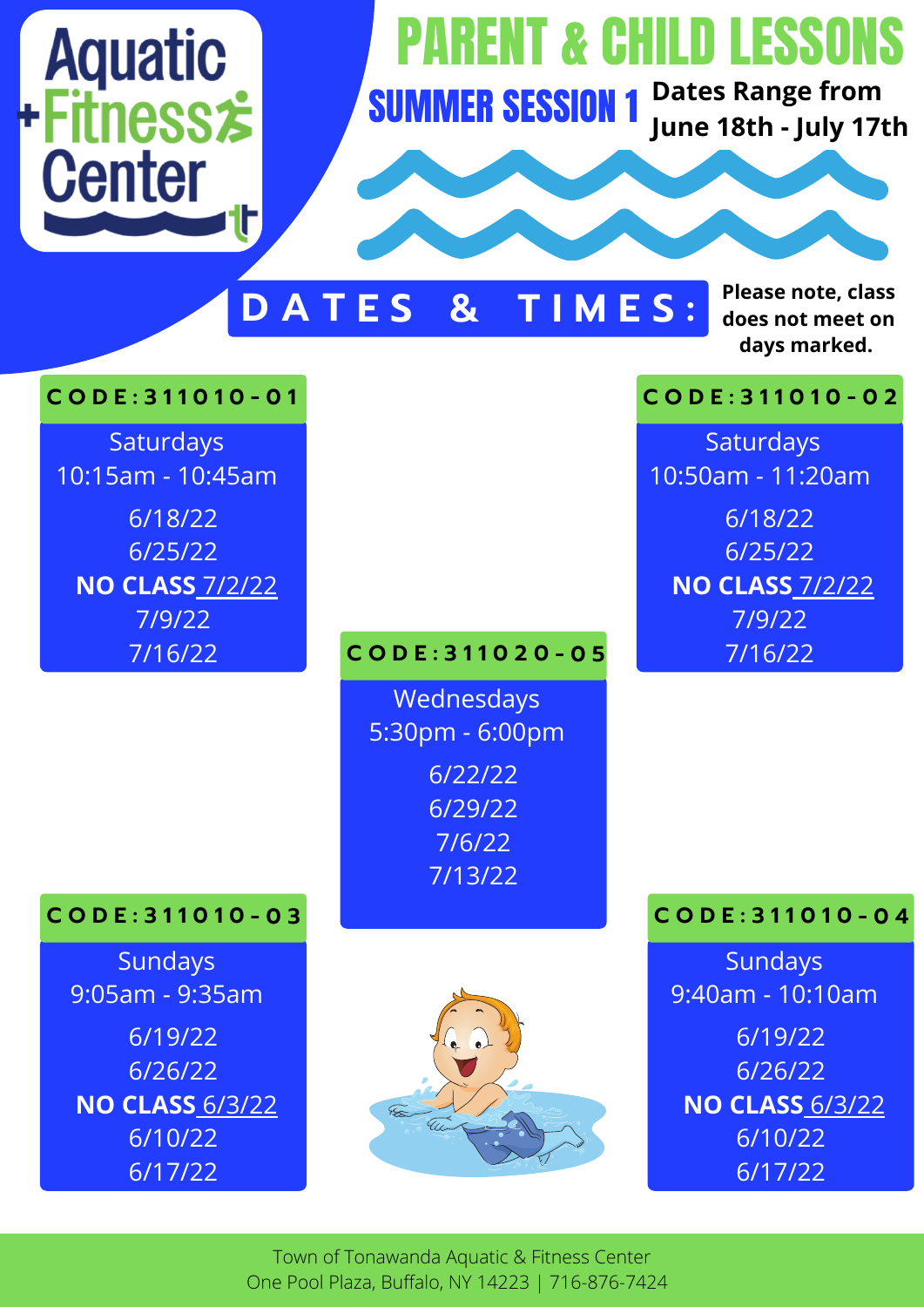Aquatic + Fitness Center

# PARENT & CHILD LESSONS

## SUMMER SESSION 1

**Dates Range from June 18th - July 17th**

## DATES & TIMES:

**Please note, class does not meet on days marked.**

### CODE:311010-01

Saturdays
10:15am - 10:45am

6/18/22
6/25/22
**NO CLASS** 7/2/22
7/9/22
7/16/22

### CODE:311010-02

Saturdays
10:50am - 11:20am

6/18/22
6/25/22
**NO CLASS** 7/2/22
7/9/22
7/16/22

### CODE:311020-05

Wednesdays
5:30pm - 6:00pm

6/22/22
6/29/22
7/6/22
7/13/22

### CODE:311010-03

Sundays
9:05am - 9:35am

6/19/22
6/26/22
**NO CLASS** 6/3/22
6/10/22
6/17/22

### CODE:311010-04

Sundays
9:40am - 10:10am

6/19/22
6/26/22
**NO CLASS** 6/3/22
6/10/22
6/17/22

Town of Tonawanda Aquatic & Fitness Center
One Pool Plaza, Buffalo, NY 14223 | 716-876-7424